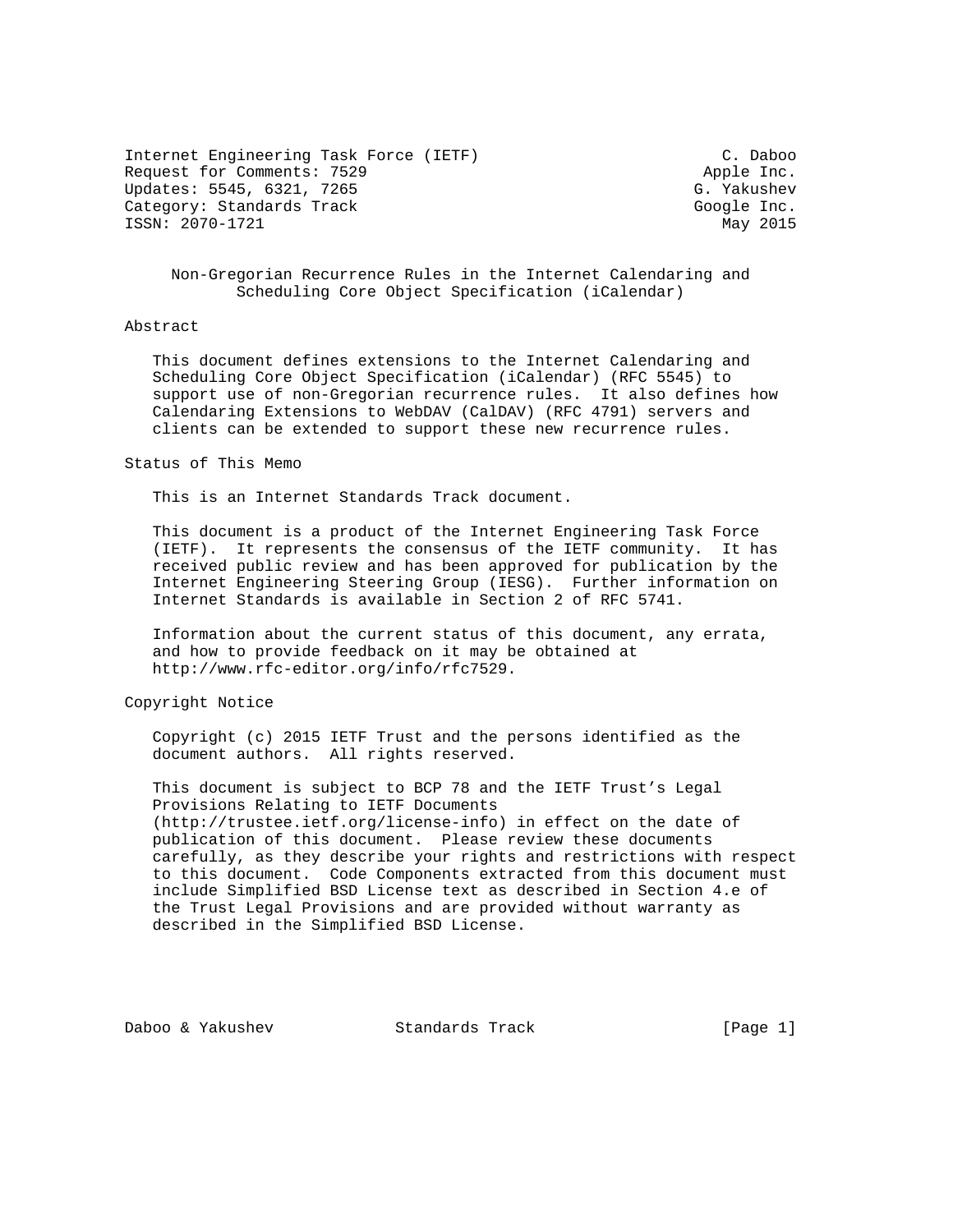Internet Engineering Task Force (IETF) C. Daboo
Request for Comments: 7529 Apple Inc.
Updates: 5545, 6321, 7265 G. Yakushev
Category: Standards Track Google Inc.
ISSN: 2070-1721 May 2015

# Non-Gregorian Recurrence Rules in the Internet Calendaring and Scheduling Core Object Specification (iCalendar)

## Abstract

This document defines extensions to the Internet Calendaring and Scheduling Core Object Specification (iCalendar) (RFC 5545) to support use of non-Gregorian recurrence rules. It also defines how Calendaring Extensions to WebDAV (CalDAV) (RFC 4791) servers and clients can be extended to support these new recurrence rules.

## Status of This Memo

This is an Internet Standards Track document.

This document is a product of the Internet Engineering Task Force (IETF). It represents the consensus of the IETF community. It has received public review and has been approved for publication by the Internet Engineering Steering Group (IESG). Further information on Internet Standards is available in Section 2 of RFC 5741.

Information about the current status of this document, any errata, and how to provide feedback on it may be obtained at http://www.rfc-editor.org/info/rfc7529.

## Copyright Notice

Copyright (c) 2015 IETF Trust and the persons identified as the document authors. All rights reserved.

This document is subject to BCP 78 and the IETF Trust's Legal Provisions Relating to IETF Documents (http://trustee.ietf.org/license-info) in effect on the date of publication of this document. Please review these documents carefully, as they describe your rights and restrictions with respect to this document. Code Components extracted from this document must include Simplified BSD License text as described in Section 4.e of the Trust Legal Provisions and are provided without warranty as described in the Simplified BSD License.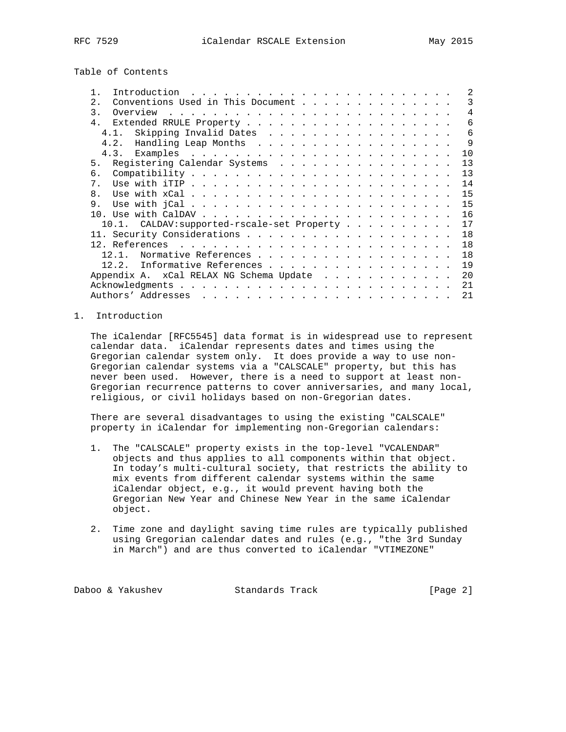## Table of Contents

```
   1.  Introduction . . . . . . . . . . . . . . . . . . . . . . . .   2
   2.  Conventions Used in This Document . . . . . . . . . . . . . .   3
   3.  Overview . . . . . . . . . . . . . . . . . . . . . . . . . .   4
   4.  Extended RRULE Property . . . . . . . . . . . . . . . . . . .   6
     4.1.  Skipping Invalid Dates . . . . . . . . . . . . . . . . .   6
     4.2.  Handling Leap Months . . . . . . . . . . . . . . . . . .   9
     4.3.  Examples . . . . . . . . . . . . . . . . . . . . . . . .  10
   5.  Registering Calendar Systems . . . . . . . . . . . . . . . .  13
   6.  Compatibility . . . . . . . . . . . . . . . . . . . . . . . .  13
   7.  Use with iTIP . . . . . . . . . . . . . . . . . . . . . . . .  14
   8.  Use with xCal . . . . . . . . . . . . . . . . . . . . . . . .  15
   9.  Use with jCal . . . . . . . . . . . . . . . . . . . . . . . .  15
   10. Use with CalDAV . . . . . . . . . . . . . . . . . . . . . . .  16
     10.1.  CALDAV:supported-rscale-set Property . . . . . . . . . .  17
   11. Security Considerations . . . . . . . . . . . . . . . . . . .  18
   12. References . . . . . . . . . . . . . . . . . . . . . . . . .  18
     12.1.  Normative References . . . . . . . . . . . . . . . . . .  18
     12.2.  Informative References . . . . . . . . . . . . . . . . .  19
   Appendix A.  xCal RELAX NG Schema Update . . . . . . . . . . . .  20
   Acknowledgments . . . . . . . . . . . . . . . . . . . . . . . . .  21
   Authors' Addresses . . . . . . . . . . . . . . . . . . . . . . .  21
```

## 1. Introduction

The iCalendar [RFC5545] data format is in widespread use to represent calendar data. iCalendar represents dates and times using the Gregorian calendar system only. It does provide a way to use non-Gregorian calendar systems via a "CALSCALE" property, but this has never been used. However, there is a need to support at least non-Gregorian recurrence patterns to cover anniversaries, and many local, religious, or civil holidays based on non-Gregorian dates.

There are several disadvantages to using the existing "CALSCALE" property in iCalendar for implementing non-Gregorian calendars:

1. The "CALSCALE" property exists in the top-level "VCALENDAR" objects and thus applies to all components within that object. In today's multi-cultural society, that restricts the ability to mix events from different calendar systems within the same iCalendar object, e.g., it would prevent having both the Gregorian New Year and Chinese New Year in the same iCalendar object.

2. Time zone and daylight saving time rules are typically published using Gregorian calendar dates and rules (e.g., "the 3rd Sunday in March") and are thus converted to iCalendar "VTIMEZONE"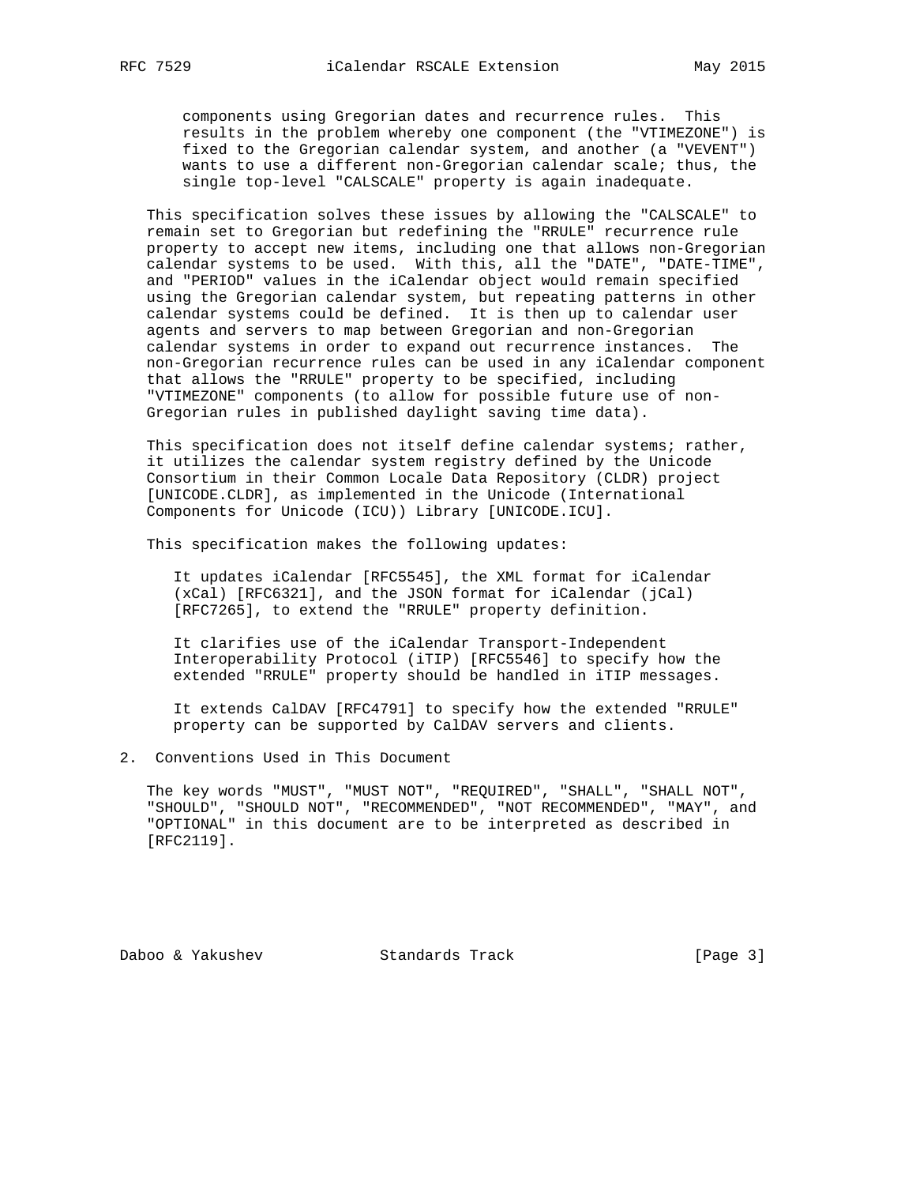components using Gregorian dates and recurrence rules. This results in the problem whereby one component (the "VTIMEZONE") is fixed to the Gregorian calendar system, and another (a "VEVENT") wants to use a different non-Gregorian calendar scale; thus, the single top-level "CALSCALE" property is again inadequate.

This specification solves these issues by allowing the "CALSCALE" to remain set to Gregorian but redefining the "RRULE" recurrence rule property to accept new items, including one that allows non-Gregorian calendar systems to be used. With this, all the "DATE", "DATE-TIME", and "PERIOD" values in the iCalendar object would remain specified using the Gregorian calendar system, but repeating patterns in other calendar systems could be defined. It is then up to calendar user agents and servers to map between Gregorian and non-Gregorian calendar systems in order to expand out recurrence instances. The non-Gregorian recurrence rules can be used in any iCalendar component that allows the "RRULE" property to be specified, including "VTIMEZONE" components (to allow for possible future use of non-Gregorian rules in published daylight saving time data).

This specification does not itself define calendar systems; rather, it utilizes the calendar system registry defined by the Unicode Consortium in their Common Locale Data Repository (CLDR) project [UNICODE.CLDR], as implemented in the Unicode (International Components for Unicode (ICU)) Library [UNICODE.ICU].

This specification makes the following updates:

It updates iCalendar [RFC5545], the XML format for iCalendar (xCal) [RFC6321], and the JSON format for iCalendar (jCal) [RFC7265], to extend the "RRULE" property definition.

It clarifies use of the iCalendar Transport-Independent Interoperability Protocol (iTIP) [RFC5546] to specify how the extended "RRULE" property should be handled in iTIP messages.

It extends CalDAV [RFC4791] to specify how the extended "RRULE" property can be supported by CalDAV servers and clients.

## 2. Conventions Used in This Document

The key words "MUST", "MUST NOT", "REQUIRED", "SHALL", "SHALL NOT", "SHOULD", "SHOULD NOT", "RECOMMENDED", "NOT RECOMMENDED", "MAY", and "OPTIONAL" in this document are to be interpreted as described in [RFC2119].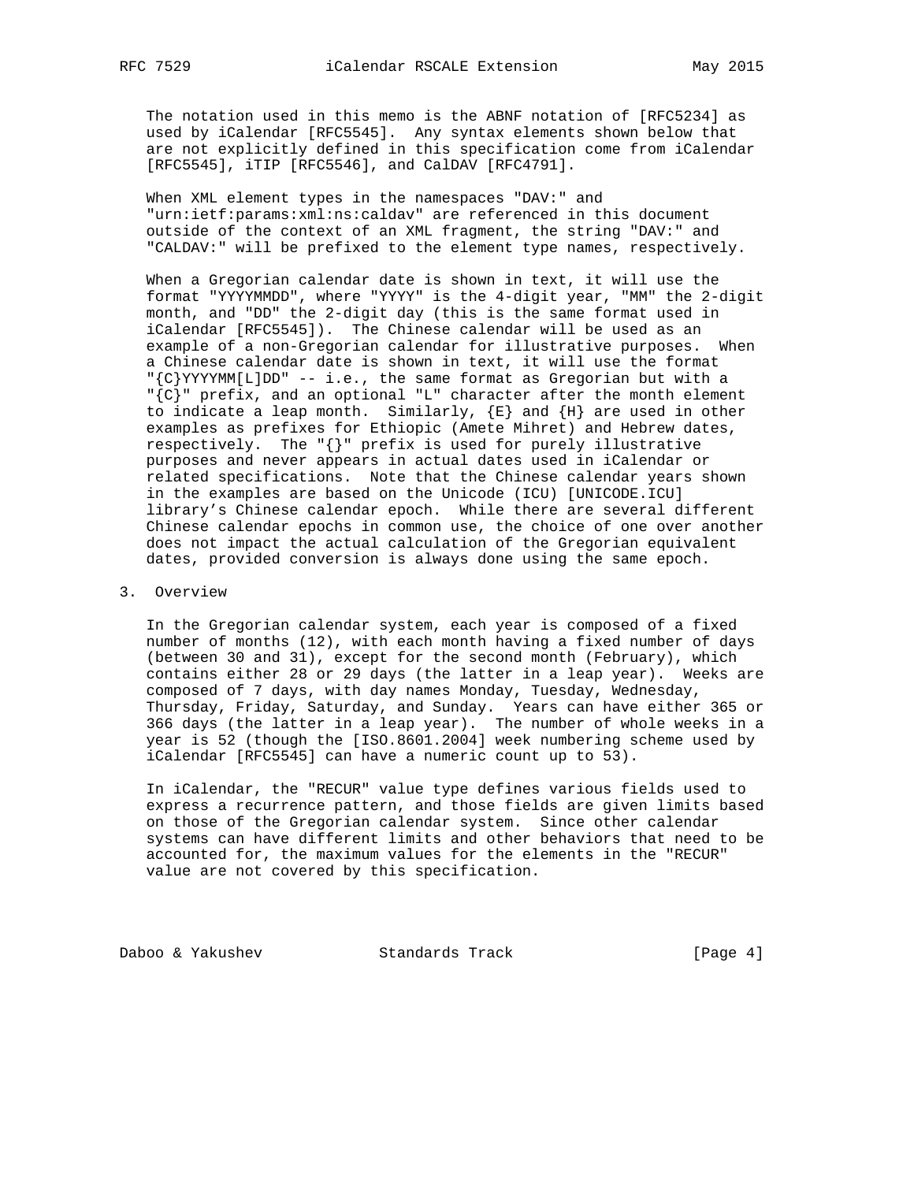The notation used in this memo is the ABNF notation of [RFC5234] as used by iCalendar [RFC5545]. Any syntax elements shown below that are not explicitly defined in this specification come from iCalendar [RFC5545], iTIP [RFC5546], and CalDAV [RFC4791].

When XML element types in the namespaces "DAV:" and "urn:ietf:params:xml:ns:caldav" are referenced in this document outside of the context of an XML fragment, the string "DAV:" and "CALDAV:" will be prefixed to the element type names, respectively.

When a Gregorian calendar date is shown in text, it will use the format "YYYYMMDD", where "YYYY" is the 4-digit year, "MM" the 2-digit month, and "DD" the 2-digit day (this is the same format used in iCalendar [RFC5545]). The Chinese calendar will be used as an example of a non-Gregorian calendar for illustrative purposes. When a Chinese calendar date is shown in text, it will use the format "{C}YYYYMM[L]DD" -- i.e., the same format as Gregorian but with a "{C}" prefix, and an optional "L" character after the month element to indicate a leap month. Similarly, {E} and {H} are used in other examples as prefixes for Ethiopic (Amete Mihret) and Hebrew dates, respectively. The "{}" prefix is used for purely illustrative purposes and never appears in actual dates used in iCalendar or related specifications. Note that the Chinese calendar years shown in the examples are based on the Unicode (ICU) [UNICODE.ICU] library's Chinese calendar epoch. While there are several different Chinese calendar epochs in common use, the choice of one over another does not impact the actual calculation of the Gregorian equivalent dates, provided conversion is always done using the same epoch.

## 3. Overview

In the Gregorian calendar system, each year is composed of a fixed number of months (12), with each month having a fixed number of days (between 30 and 31), except for the second month (February), which contains either 28 or 29 days (the latter in a leap year). Weeks are composed of 7 days, with day names Monday, Tuesday, Wednesday, Thursday, Friday, Saturday, and Sunday. Years can have either 365 or 366 days (the latter in a leap year). The number of whole weeks in a year is 52 (though the [ISO.8601.2004] week numbering scheme used by iCalendar [RFC5545] can have a numeric count up to 53).

In iCalendar, the "RECUR" value type defines various fields used to express a recurrence pattern, and those fields are given limits based on those of the Gregorian calendar system. Since other calendar systems can have different limits and other behaviors that need to be accounted for, the maximum values for the elements in the "RECUR" value are not covered by this specification.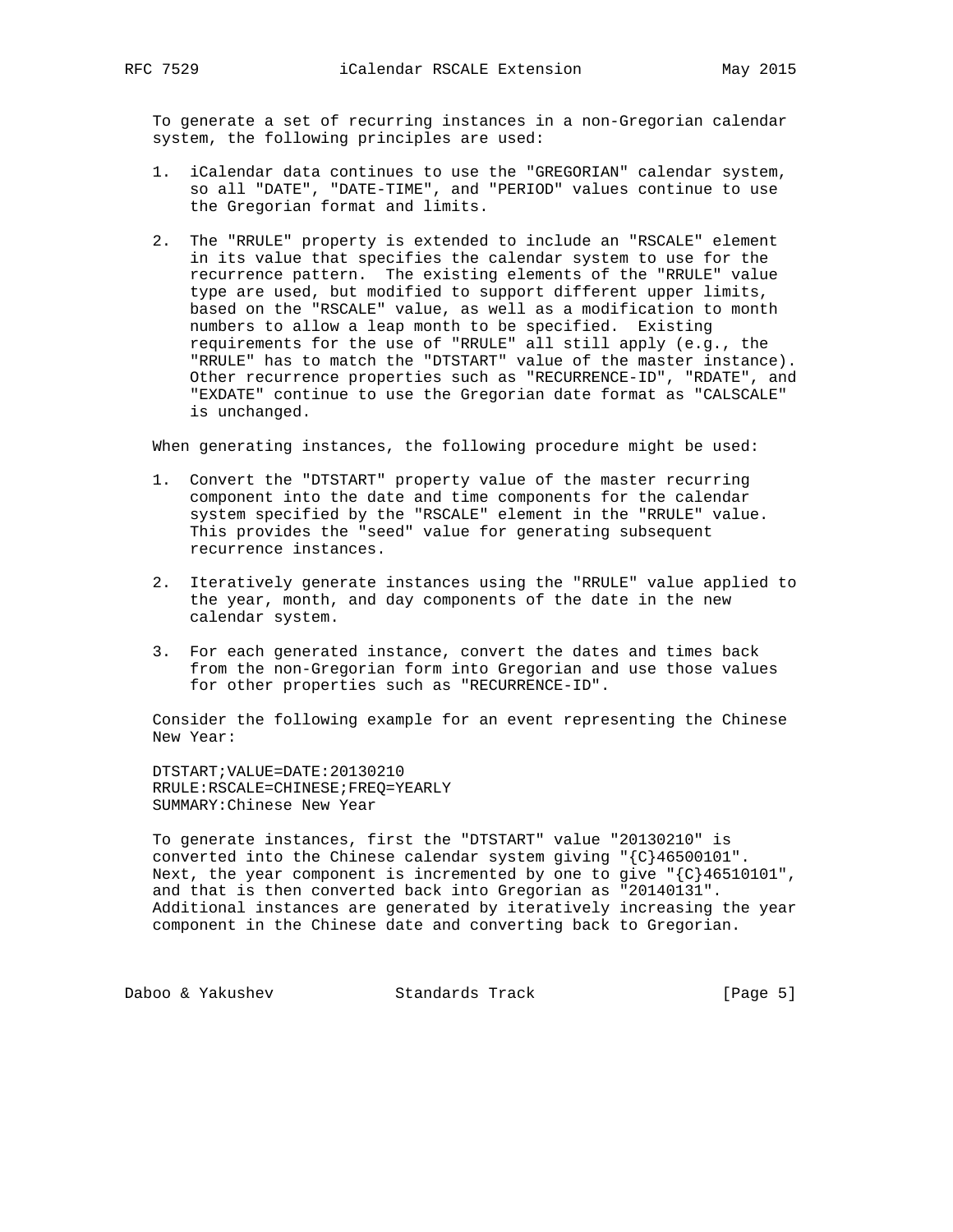To generate a set of recurring instances in a non-Gregorian calendar system, the following principles are used:

1. iCalendar data continues to use the "GREGORIAN" calendar system, so all "DATE", "DATE-TIME", and "PERIOD" values continue to use the Gregorian format and limits.

2. The "RRULE" property is extended to include an "RSCALE" element in its value that specifies the calendar system to use for the recurrence pattern. The existing elements of the "RRULE" value type are used, but modified to support different upper limits, based on the "RSCALE" value, as well as a modification to month numbers to allow a leap month to be specified. Existing requirements for the use of "RRULE" all still apply (e.g., the "RRULE" has to match the "DTSTART" value of the master instance). Other recurrence properties such as "RECURRENCE-ID", "RDATE", and "EXDATE" continue to use the Gregorian date format as "CALSCALE" is unchanged.

When generating instances, the following procedure might be used:

1. Convert the "DTSTART" property value of the master recurring component into the date and time components for the calendar system specified by the "RSCALE" element in the "RRULE" value. This provides the "seed" value for generating subsequent recurrence instances.

2. Iteratively generate instances using the "RRULE" value applied to the year, month, and day components of the date in the new calendar system.

3. For each generated instance, convert the dates and times back from the non-Gregorian form into Gregorian and use those values for other properties such as "RECURRENCE-ID".

Consider the following example for an event representing the Chinese New Year:

```
DTSTART;VALUE=DATE:20130210
RRULE:RSCALE=CHINESE;FREQ=YEARLY
SUMMARY:Chinese New Year
```

To generate instances, first the "DTSTART" value "20130210" is converted into the Chinese calendar system giving "{C}46500101". Next, the year component is incremented by one to give "{C}46510101", and that is then converted back into Gregorian as "20140131". Additional instances are generated by iteratively increasing the year component in the Chinese date and converting back to Gregorian.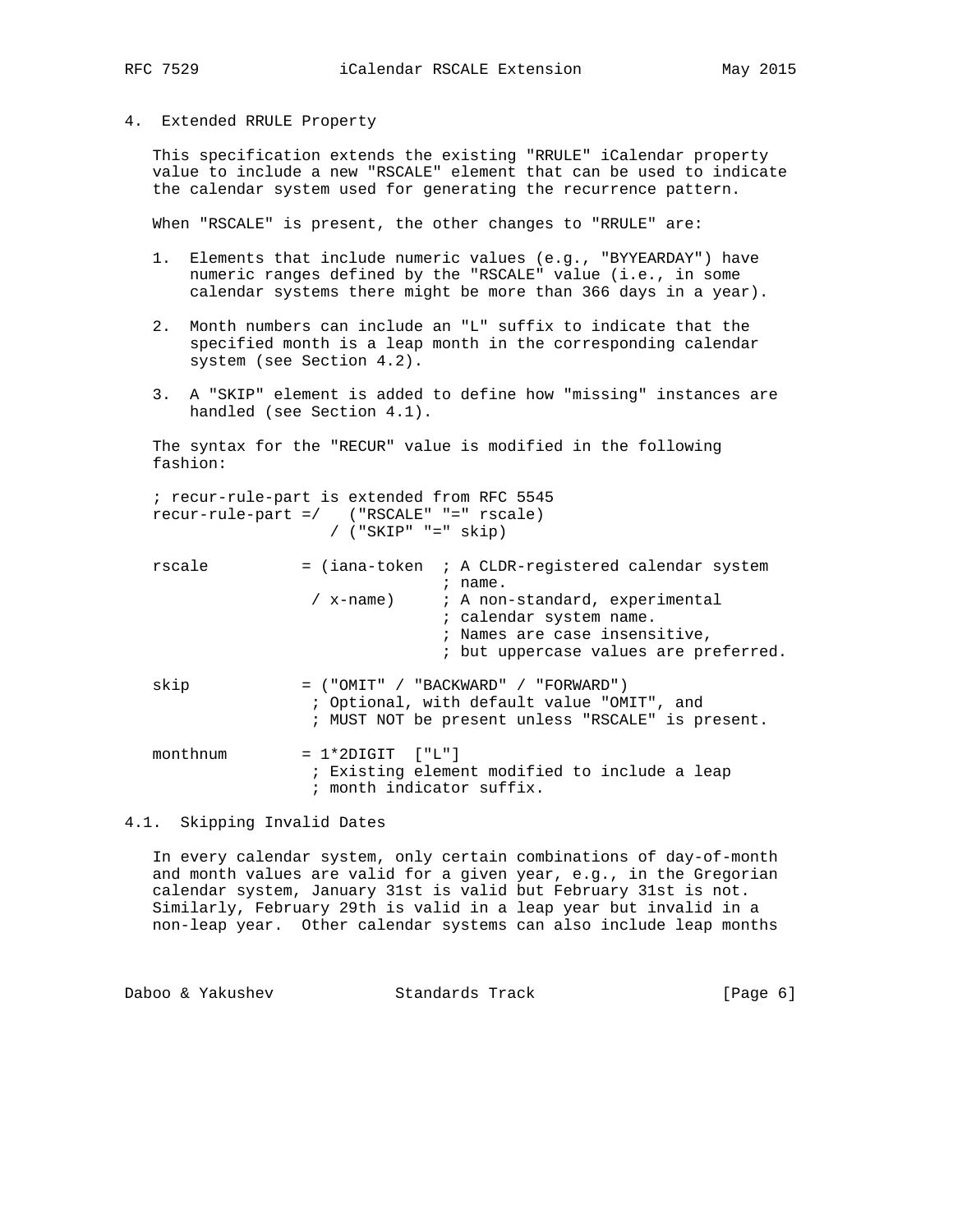## 4. Extended RRULE Property

This specification extends the existing "RRULE" iCalendar property value to include a new "RSCALE" element that can be used to indicate the calendar system used for generating the recurrence pattern.

When "RSCALE" is present, the other changes to "RRULE" are:

1. Elements that include numeric values (e.g., "BYYEARDAY") have numeric ranges defined by the "RSCALE" value (i.e., in some calendar systems there might be more than 366 days in a year).

2. Month numbers can include an "L" suffix to indicate that the specified month is a leap month in the corresponding calendar system (see Section 4.2).

3. A "SKIP" element is added to define how "missing" instances are handled (see Section 4.1).

The syntax for the "RECUR" value is modified in the following fashion:

```
; recur-rule-part is extended from RFC 5545
recur-rule-part =/   ("RSCALE" "=" rscale)
                   / ("SKIP" "=" skip)

rscale          = (iana-token  ; A CLDR-registered calendar system
                               ; name.
                 / x-name)     ; A non-standard, experimental
                               ; calendar system name.
                               ; Names are case insensitive,
                               ; but uppercase values are preferred.

skip            = ("OMIT" / "BACKWARD" / "FORWARD")
                 ; Optional, with default value "OMIT", and
                 ; MUST NOT be present unless "RSCALE" is present.

monthnum        = 1*2DIGIT  ["L"]
                 ; Existing element modified to include a leap
                 ; month indicator suffix.
```

### 4.1. Skipping Invalid Dates

In every calendar system, only certain combinations of day-of-month and month values are valid for a given year, e.g., in the Gregorian calendar system, January 31st is valid but February 31st is not. Similarly, February 29th is valid in a leap year but invalid in a non-leap year. Other calendar systems can also include leap months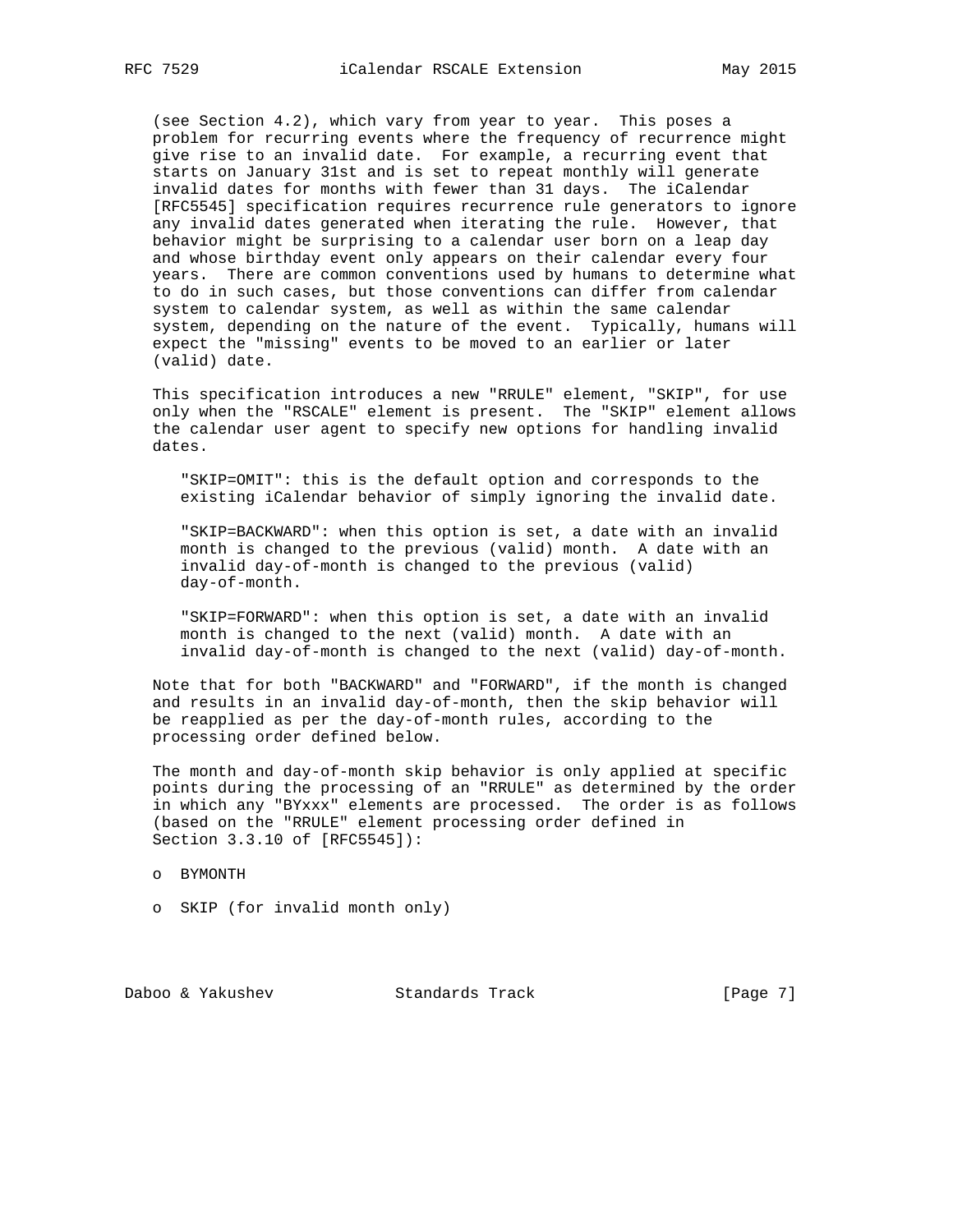(see Section 4.2), which vary from year to year. This poses a problem for recurring events where the frequency of recurrence might give rise to an invalid date. For example, a recurring event that starts on January 31st and is set to repeat monthly will generate invalid dates for months with fewer than 31 days. The iCalendar [RFC5545] specification requires recurrence rule generators to ignore any invalid dates generated when iterating the rule. However, that behavior might be surprising to a calendar user born on a leap day and whose birthday event only appears on their calendar every four years. There are common conventions used by humans to determine what to do in such cases, but those conventions can differ from calendar system to calendar system, as well as within the same calendar system, depending on the nature of the event. Typically, humans will expect the "missing" events to be moved to an earlier or later (valid) date.

This specification introduces a new "RRULE" element, "SKIP", for use only when the "RSCALE" element is present. The "SKIP" element allows the calendar user agent to specify new options for handling invalid dates.

"SKIP=OMIT": this is the default option and corresponds to the existing iCalendar behavior of simply ignoring the invalid date.

"SKIP=BACKWARD": when this option is set, a date with an invalid month is changed to the previous (valid) month. A date with an invalid day-of-month is changed to the previous (valid) day-of-month.

"SKIP=FORWARD": when this option is set, a date with an invalid month is changed to the next (valid) month. A date with an invalid day-of-month is changed to the next (valid) day-of-month.

Note that for both "BACKWARD" and "FORWARD", if the month is changed and results in an invalid day-of-month, then the skip behavior will be reapplied as per the day-of-month rules, according to the processing order defined below.

The month and day-of-month skip behavior is only applied at specific points during the processing of an "RRULE" as determined by the order in which any "BYxxx" elements are processed. The order is as follows (based on the "RRULE" element processing order defined in Section 3.3.10 of [RFC5545]):

- BYMONTH
- SKIP (for invalid month only)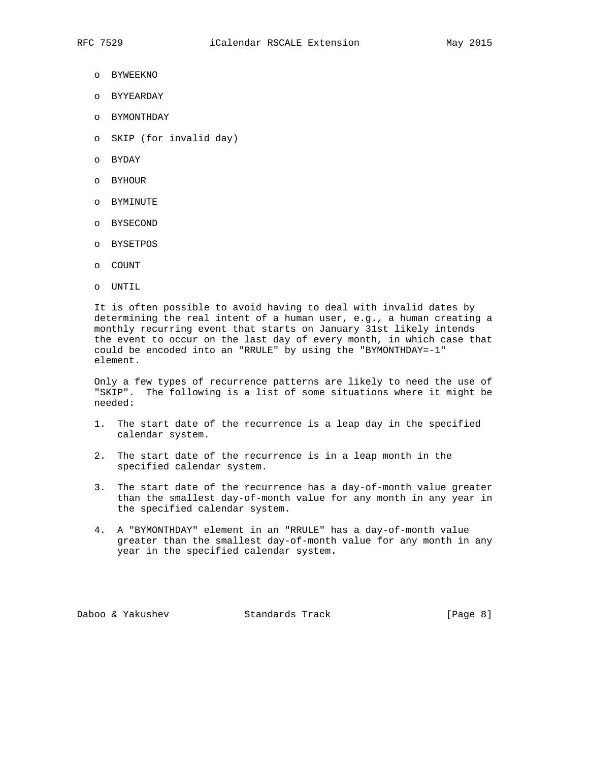- BYWEEKNO
- BYYEARDAY
- BYMONTHDAY
- SKIP (for invalid day)
- BYDAY
- BYHOUR
- BYMINUTE
- BYSECOND
- BYSETPOS
- COUNT
- UNTIL

It is often possible to avoid having to deal with invalid dates by determining the real intent of a human user, e.g., a human creating a monthly recurring event that starts on January 31st likely intends the event to occur on the last day of every month, in which case that could be encoded into an "RRULE" by using the "BYMONTHDAY=-1" element.

Only a few types of recurrence patterns are likely to need the use of "SKIP". The following is a list of some situations where it might be needed:

1. The start date of the recurrence is a leap day in the specified calendar system.
2. The start date of the recurrence is in a leap month in the specified calendar system.
3. The start date of the recurrence has a day-of-month value greater than the smallest day-of-month value for any month in any year in the specified calendar system.
4. A "BYMONTHDAY" element in an "RRULE" has a day-of-month value greater than the smallest day-of-month value for any month in any year in the specified calendar system.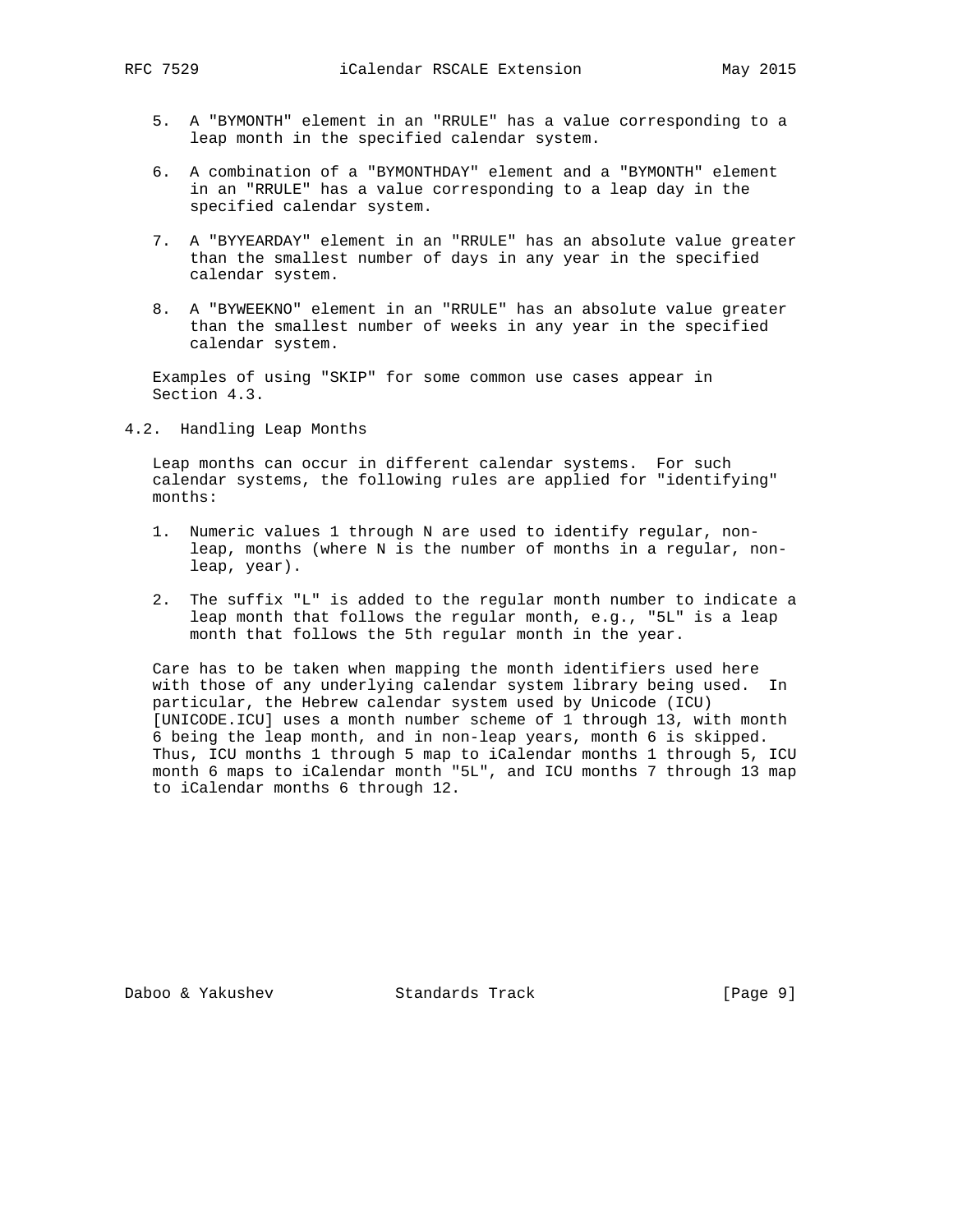5. A "BYMONTH" element in an "RRULE" has a value corresponding to a leap month in the specified calendar system.

6. A combination of a "BYMONTHDAY" element and a "BYMONTH" element in an "RRULE" has a value corresponding to a leap day in the specified calendar system.

7. A "BYYEARDAY" element in an "RRULE" has an absolute value greater than the smallest number of days in any year in the specified calendar system.

8. A "BYWEEKNO" element in an "RRULE" has an absolute value greater than the smallest number of weeks in any year in the specified calendar system.

Examples of using "SKIP" for some common use cases appear in Section 4.3.

## 4.2. Handling Leap Months

Leap months can occur in different calendar systems. For such calendar systems, the following rules are applied for "identifying" months:

1. Numeric values 1 through N are used to identify regular, non-leap, months (where N is the number of months in a regular, non-leap, year).

2. The suffix "L" is added to the regular month number to indicate a leap month that follows the regular month, e.g., "5L" is a leap month that follows the 5th regular month in the year.

Care has to be taken when mapping the month identifiers used here with those of any underlying calendar system library being used. In particular, the Hebrew calendar system used by Unicode (ICU) [UNICODE.ICU] uses a month number scheme of 1 through 13, with month 6 being the leap month, and in non-leap years, month 6 is skipped. Thus, ICU months 1 through 5 map to iCalendar months 1 through 5, ICU month 6 maps to iCalendar month "5L", and ICU months 7 through 13 map to iCalendar months 6 through 12.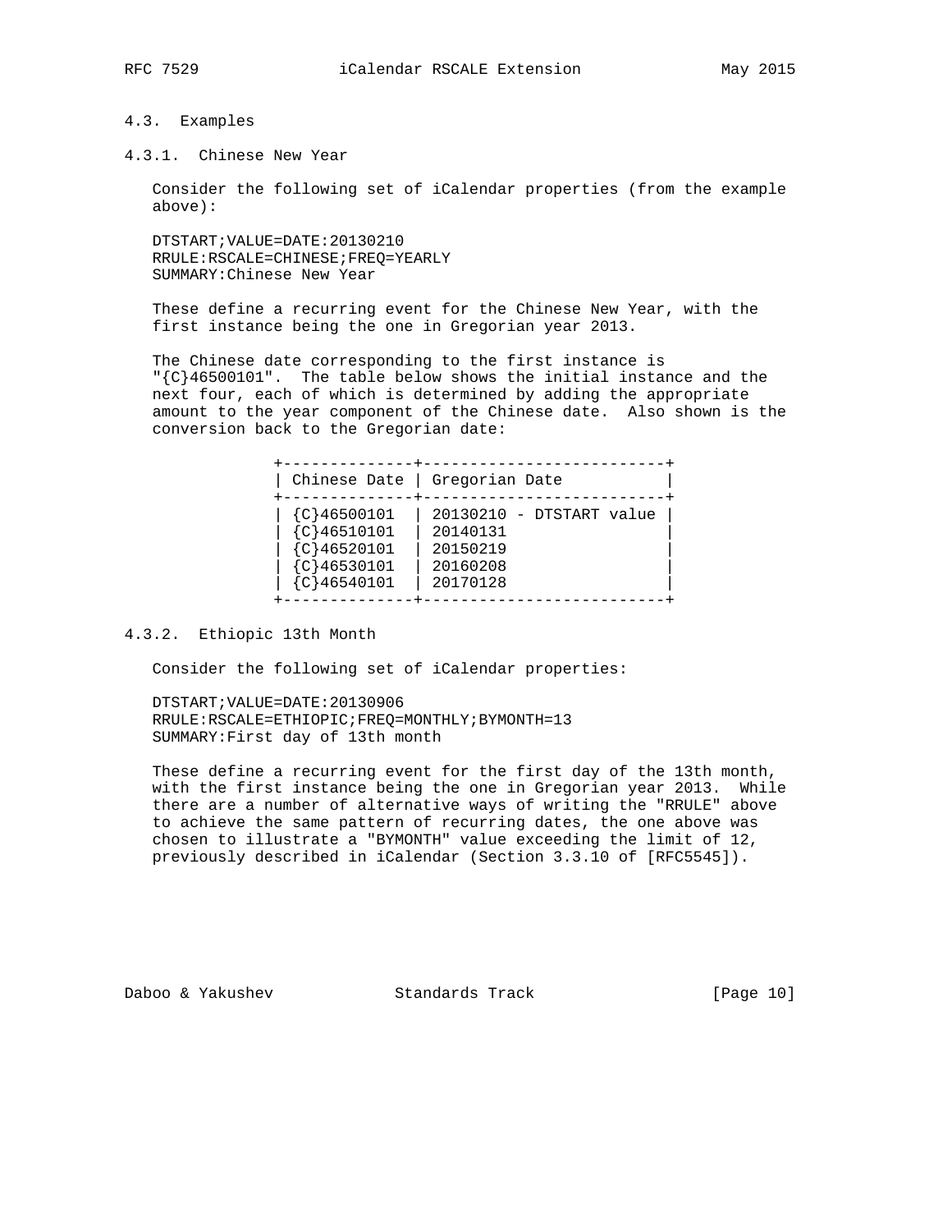### 4.3. Examples

#### 4.3.1. Chinese New Year

Consider the following set of iCalendar properties (from the example above):

```
DTSTART;VALUE=DATE:20130210
RRULE:RSCALE=CHINESE;FREQ=YEARLY
SUMMARY:Chinese New Year
```

These define a recurring event for the Chinese New Year, with the first instance being the one in Gregorian year 2013.

The Chinese date corresponding to the first instance is "{C}46500101". The table below shows the initial instance and the next four, each of which is determined by adding the appropriate amount to the year component of the Chinese date. Also shown is the conversion back to the Gregorian date:

| Chinese Date | Gregorian Date |
| --- | --- |
| {C}46500101 | 20130210 - DTSTART value |
| {C}46510101 | 20140131 |
| {C}46520101 | 20150219 |
| {C}46530101 | 20160208 |
| {C}46540101 | 20170128 |

#### 4.3.2. Ethiopic 13th Month

Consider the following set of iCalendar properties:

```
DTSTART;VALUE=DATE:20130906
RRULE:RSCALE=ETHIOPIC;FREQ=MONTHLY;BYMONTH=13
SUMMARY:First day of 13th month
```

These define a recurring event for the first day of the 13th month, with the first instance being the one in Gregorian year 2013. While there are a number of alternative ways of writing the "RRULE" above to achieve the same pattern of recurring dates, the one above was chosen to illustrate a "BYMONTH" value exceeding the limit of 12, previously described in iCalendar (Section 3.3.10 of [RFC5545]).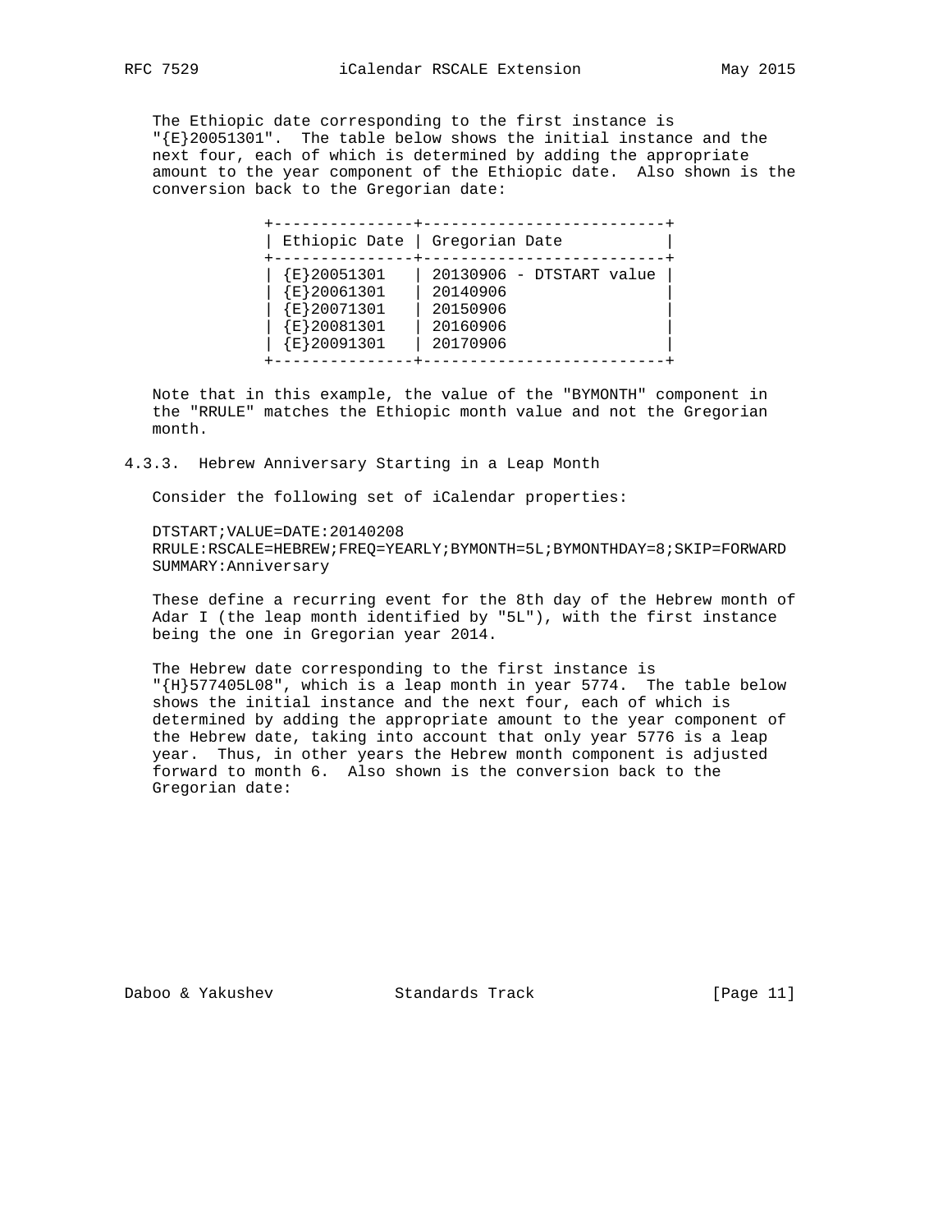The Ethiopic date corresponding to the first instance is "{E}20051301". The table below shows the initial instance and the next four, each of which is determined by adding the appropriate amount to the year component of the Ethiopic date. Also shown is the conversion back to the Gregorian date:

| Ethiopic Date | Gregorian Date |
|---|---|
| {E}20051301 | 20130906 - DTSTART value |
| {E}20061301 | 20140906 |
| {E}20071301 | 20150906 |
| {E}20081301 | 20160906 |
| {E}20091301 | 20170906 |

Note that in this example, the value of the "BYMONTH" component in the "RRULE" matches the Ethiopic month value and not the Gregorian month.

### 4.3.3. Hebrew Anniversary Starting in a Leap Month

Consider the following set of iCalendar properties:

```
DTSTART;VALUE=DATE:20140208
RRULE:RSCALE=HEBREW;FREQ=YEARLY;BYMONTH=5L;BYMONTHDAY=8;SKIP=FORWARD
SUMMARY:Anniversary
```

These define a recurring event for the 8th day of the Hebrew month of Adar I (the leap month identified by "5L"), with the first instance being the one in Gregorian year 2014.

The Hebrew date corresponding to the first instance is "{H}577405L08", which is a leap month in year 5774. The table below shows the initial instance and the next four, each of which is determined by adding the appropriate amount to the year component of the Hebrew date, taking into account that only year 5776 is a leap year. Thus, in other years the Hebrew month component is adjusted forward to month 6. Also shown is the conversion back to the Gregorian date: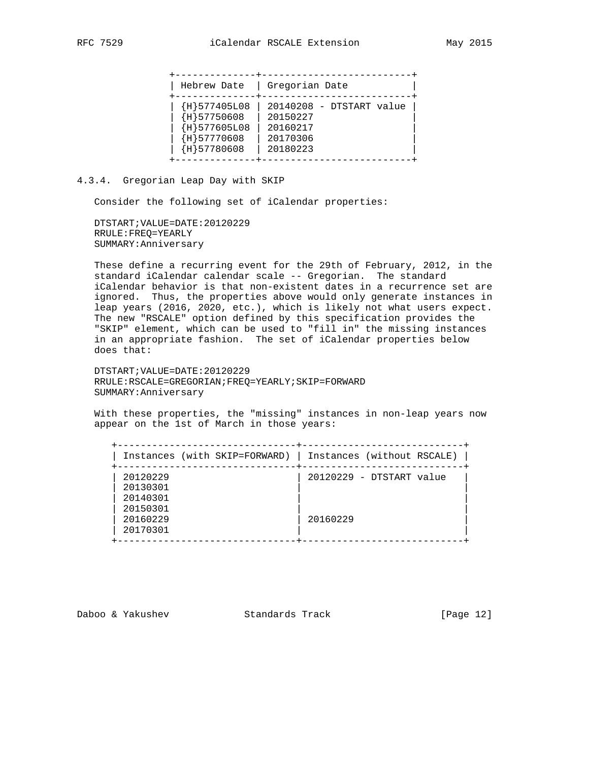| Hebrew Date | Gregorian Date |
|---|---|
| {H}577405L08 | 20140208 - DTSTART value |
| {H}57750608 | 20150227 |
| {H}577605L08 | 20160217 |
| {H}57770608 | 20170306 |
| {H}57780608 | 20180223 |

### 4.3.4. Gregorian Leap Day with SKIP

Consider the following set of iCalendar properties:

```
DTSTART;VALUE=DATE:20120229
RRULE:FREQ=YEARLY
SUMMARY:Anniversary
```

These define a recurring event for the 29th of February, 2012, in the standard iCalendar calendar scale -- Gregorian. The standard iCalendar behavior is that non-existent dates in a recurrence set are ignored. Thus, the properties above would only generate instances in leap years (2016, 2020, etc.), which is likely not what users expect. The new "RSCALE" option defined by this specification provides the "SKIP" element, which can be used to "fill in" the missing instances in an appropriate fashion. The set of iCalendar properties below does that:

```
DTSTART;VALUE=DATE:20120229
RRULE:RSCALE=GREGORIAN;FREQ=YEARLY;SKIP=FORWARD
SUMMARY:Anniversary
```

With these properties, the "missing" instances in non-leap years now appear on the 1st of March in those years:

| Instances (with SKIP=FORWARD) | Instances (without RSCALE) |
|---|---|
| 20120229 | 20120229 - DTSTART value |
| 20130301 | |
| 20140301 | |
| 20150301 | |
| 20160229 | 20160229 |
| 20170301 | |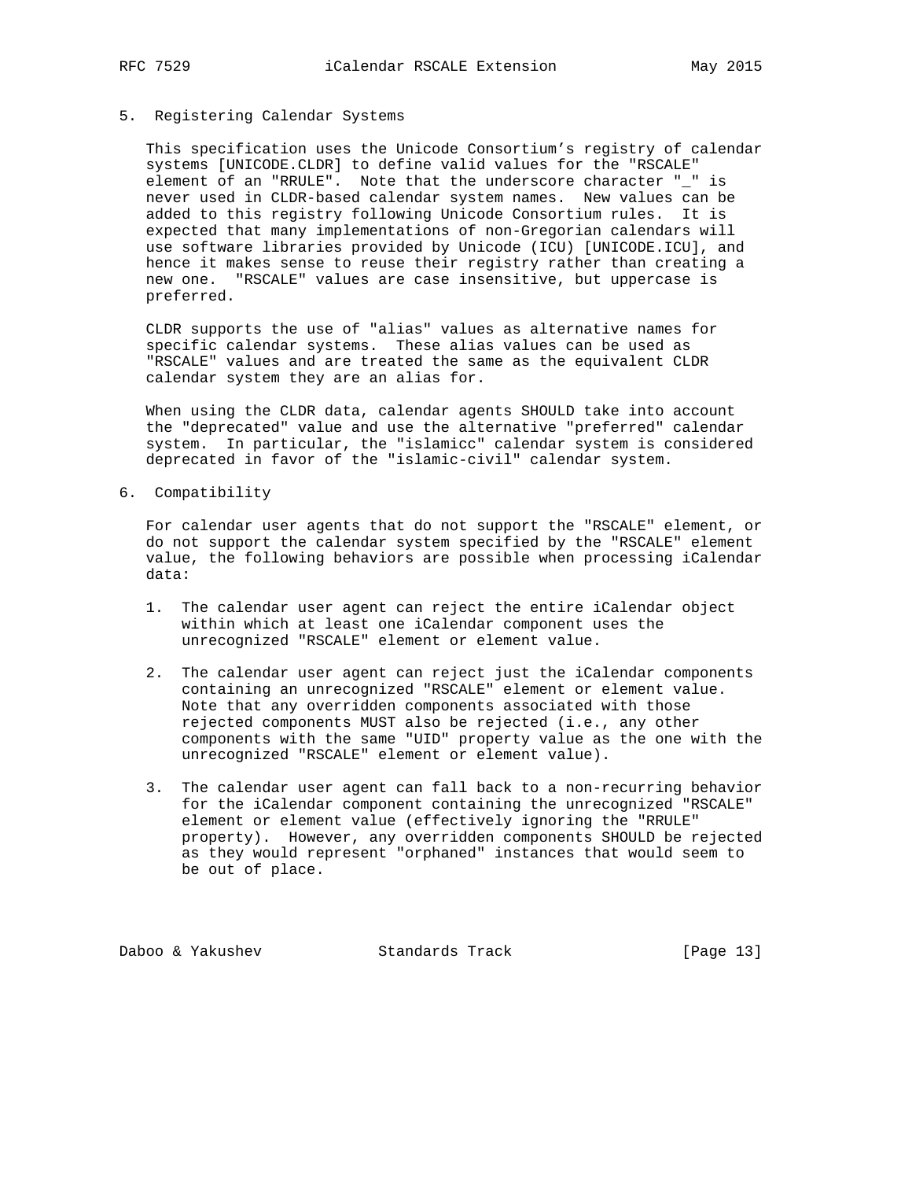## 5. Registering Calendar Systems

This specification uses the Unicode Consortium's registry of calendar systems [UNICODE.CLDR] to define valid values for the "RSCALE" element of an "RRULE". Note that the underscore character "_" is never used in CLDR-based calendar system names. New values can be added to this registry following Unicode Consortium rules. It is expected that many implementations of non-Gregorian calendars will use software libraries provided by Unicode (ICU) [UNICODE.ICU], and hence it makes sense to reuse their registry rather than creating a new one. "RSCALE" values are case insensitive, but uppercase is preferred.

CLDR supports the use of "alias" values as alternative names for specific calendar systems. These alias values can be used as "RSCALE" values and are treated the same as the equivalent CLDR calendar system they are an alias for.

When using the CLDR data, calendar agents SHOULD take into account the "deprecated" value and use the alternative "preferred" calendar system. In particular, the "islamicc" calendar system is considered deprecated in favor of the "islamic-civil" calendar system.

## 6. Compatibility

For calendar user agents that do not support the "RSCALE" element, or do not support the calendar system specified by the "RSCALE" element value, the following behaviors are possible when processing iCalendar data:

1. The calendar user agent can reject the entire iCalendar object within which at least one iCalendar component uses the unrecognized "RSCALE" element or element value.

2. The calendar user agent can reject just the iCalendar components containing an unrecognized "RSCALE" element or element value. Note that any overridden components associated with those rejected components MUST also be rejected (i.e., any other components with the same "UID" property value as the one with the unrecognized "RSCALE" element or element value).

3. The calendar user agent can fall back to a non-recurring behavior for the iCalendar component containing the unrecognized "RSCALE" element or element value (effectively ignoring the "RRULE" property). However, any overridden components SHOULD be rejected as they would represent "orphaned" instances that would seem to be out of place.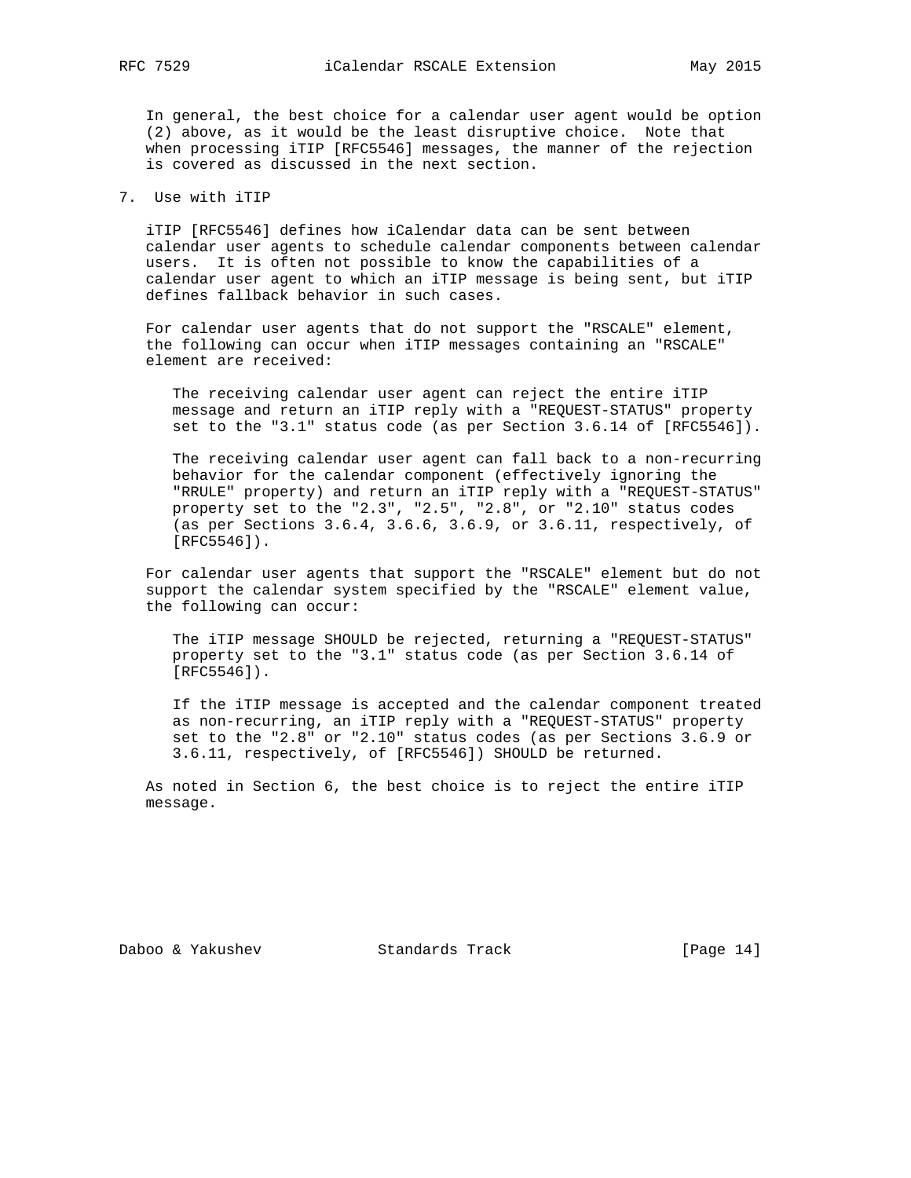In general, the best choice for a calendar user agent would be option (2) above, as it would be the least disruptive choice. Note that when processing iTIP [RFC5546] messages, the manner of the rejection is covered as discussed in the next section.

## 7. Use with iTIP

iTIP [RFC5546] defines how iCalendar data can be sent between calendar user agents to schedule calendar components between calendar users. It is often not possible to know the capabilities of a calendar user agent to which an iTIP message is being sent, but iTIP defines fallback behavior in such cases.

For calendar user agents that do not support the "RSCALE" element, the following can occur when iTIP messages containing an "RSCALE" element are received:

> The receiving calendar user agent can reject the entire iTIP message and return an iTIP reply with a "REQUEST-STATUS" property set to the "3.1" status code (as per Section 3.6.14 of [RFC5546]).
>
> The receiving calendar user agent can fall back to a non-recurring behavior for the calendar component (effectively ignoring the "RRULE" property) and return an iTIP reply with a "REQUEST-STATUS" property set to the "2.3", "2.5", "2.8", or "2.10" status codes (as per Sections 3.6.4, 3.6.6, 3.6.9, or 3.6.11, respectively, of [RFC5546]).

For calendar user agents that support the "RSCALE" element but do not support the calendar system specified by the "RSCALE" element value, the following can occur:

> The iTIP message SHOULD be rejected, returning a "REQUEST-STATUS" property set to the "3.1" status code (as per Section 3.6.14 of [RFC5546]).
>
> If the iTIP message is accepted and the calendar component treated as non-recurring, an iTIP reply with a "REQUEST-STATUS" property set to the "2.8" or "2.10" status codes (as per Sections 3.6.9 or 3.6.11, respectively, of [RFC5546]) SHOULD be returned.

As noted in Section 6, the best choice is to reject the entire iTIP message.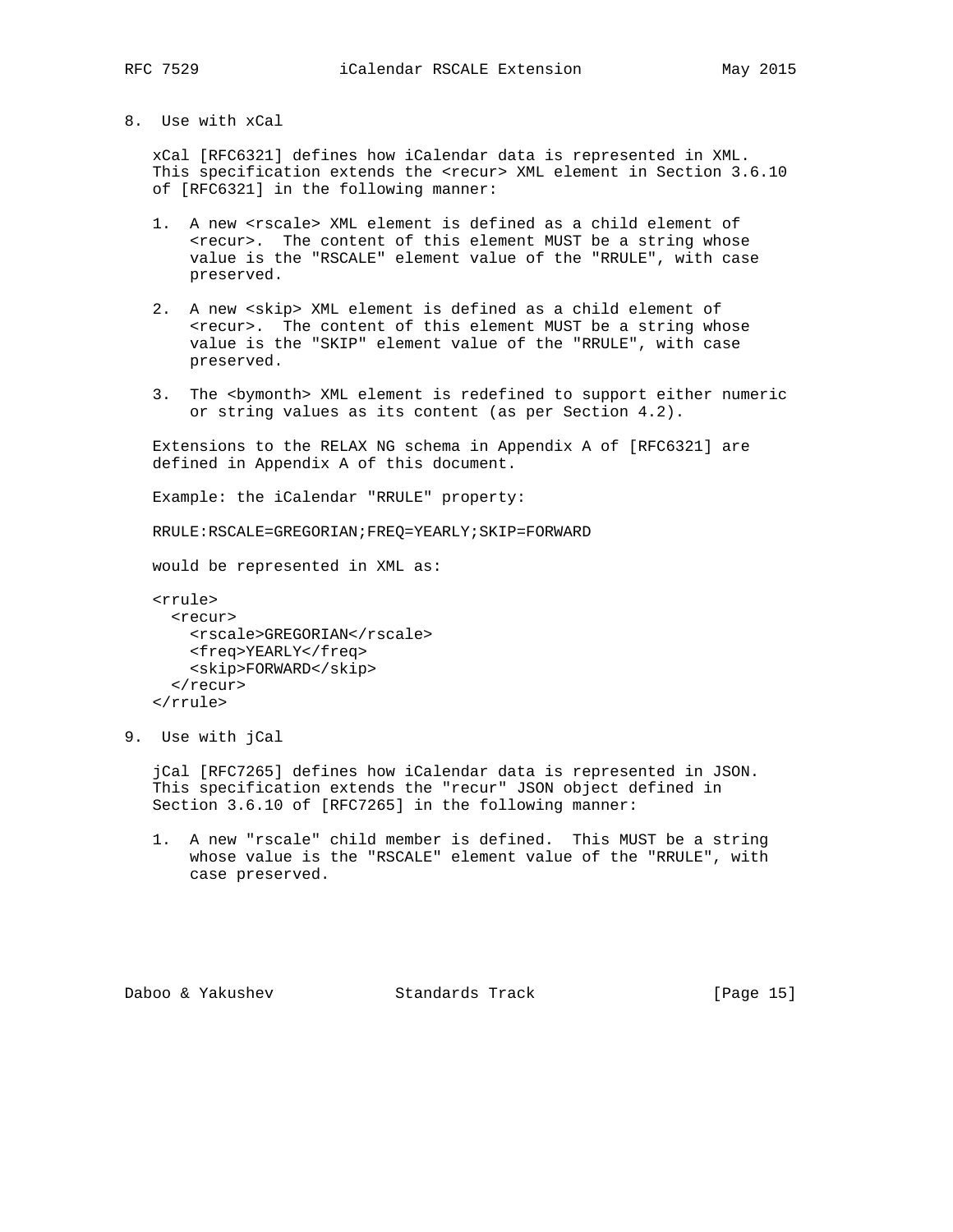## 8. Use with xCal

xCal [RFC6321] defines how iCalendar data is represented in XML. This specification extends the <recur> XML element in Section 3.6.10 of [RFC6321] in the following manner:

1. A new <rscale> XML element is defined as a child element of <recur>. The content of this element MUST be a string whose value is the "RSCALE" element value of the "RRULE", with case preserved.

2. A new <skip> XML element is defined as a child element of <recur>. The content of this element MUST be a string whose value is the "SKIP" element value of the "RRULE", with case preserved.

3. The <bymonth> XML element is redefined to support either numeric or string values as its content (as per Section 4.2).

Extensions to the RELAX NG schema in Appendix A of [RFC6321] are defined in Appendix A of this document.

Example: the iCalendar "RRULE" property:

```
RRULE:RSCALE=GREGORIAN;FREQ=YEARLY;SKIP=FORWARD
```

would be represented in XML as:

```
<rrule>
  <recur>
    <rscale>GREGORIAN</rscale>
    <freq>YEARLY</freq>
    <skip>FORWARD</skip>
  </recur>
</rrule>
```

## 9. Use with jCal

jCal [RFC7265] defines how iCalendar data is represented in JSON. This specification extends the "recur" JSON object defined in Section 3.6.10 of [RFC7265] in the following manner:

1. A new "rscale" child member is defined. This MUST be a string whose value is the "RSCALE" element value of the "RRULE", with case preserved.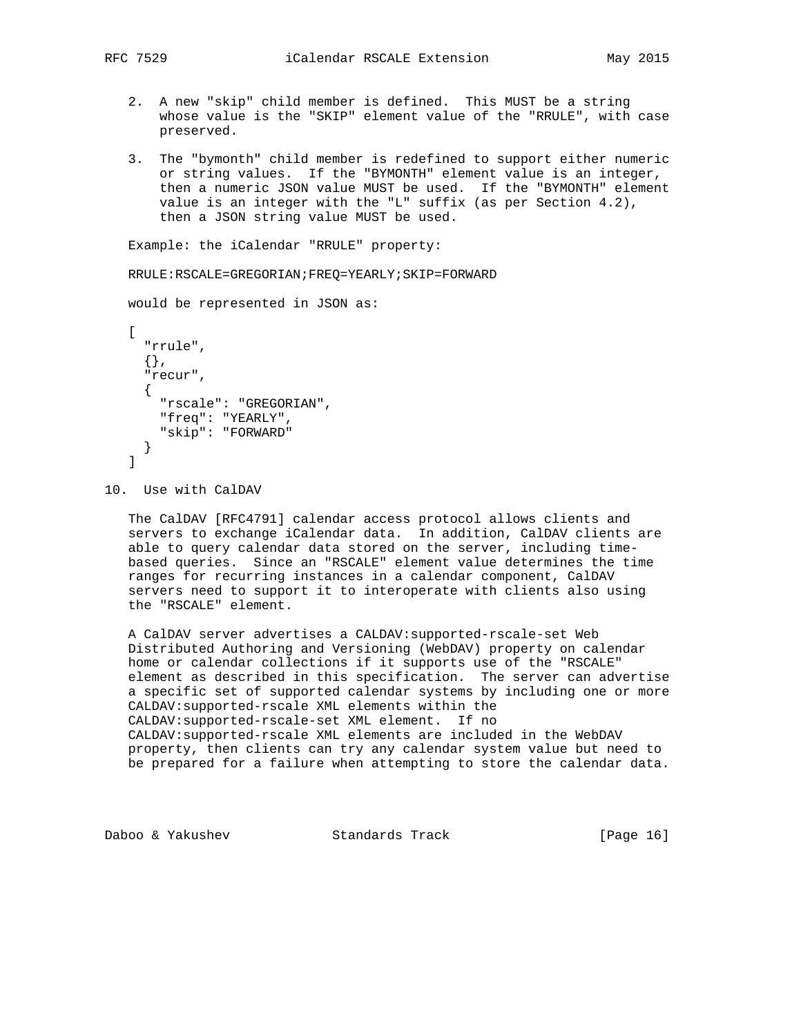2. A new "skip" child member is defined. This MUST be a string whose value is the "SKIP" element value of the "RRULE", with case preserved.

3. The "bymonth" child member is redefined to support either numeric or string values. If the "BYMONTH" element value is an integer, then a numeric JSON value MUST be used. If the "BYMONTH" element value is an integer with the "L" suffix (as per Section 4.2), then a JSON string value MUST be used.

Example: the iCalendar "RRULE" property:

```
RRULE:RSCALE=GREGORIAN;FREQ=YEARLY;SKIP=FORWARD
```

would be represented in JSON as:

```
[
  "rrule",
  {},
  "recur",
  {
    "rscale": "GREGORIAN",
    "freq": "YEARLY",
    "skip": "FORWARD"
  }
]
```

## 10. Use with CalDAV

The CalDAV [RFC4791] calendar access protocol allows clients and servers to exchange iCalendar data. In addition, CalDAV clients are able to query calendar data stored on the server, including time-based queries. Since an "RSCALE" element value determines the time ranges for recurring instances in a calendar component, CalDAV servers need to support it to interoperate with clients also using the "RSCALE" element.

A CalDAV server advertises a CALDAV:supported-rscale-set Web Distributed Authoring and Versioning (WebDAV) property on calendar home or calendar collections if it supports use of the "RSCALE" element as described in this specification. The server can advertise a specific set of supported calendar systems by including one or more CALDAV:supported-rscale XML elements within the CALDAV:supported-rscale-set XML element. If no CALDAV:supported-rscale XML elements are included in the WebDAV property, then clients can try any calendar system value but need to be prepared for a failure when attempting to store the calendar data.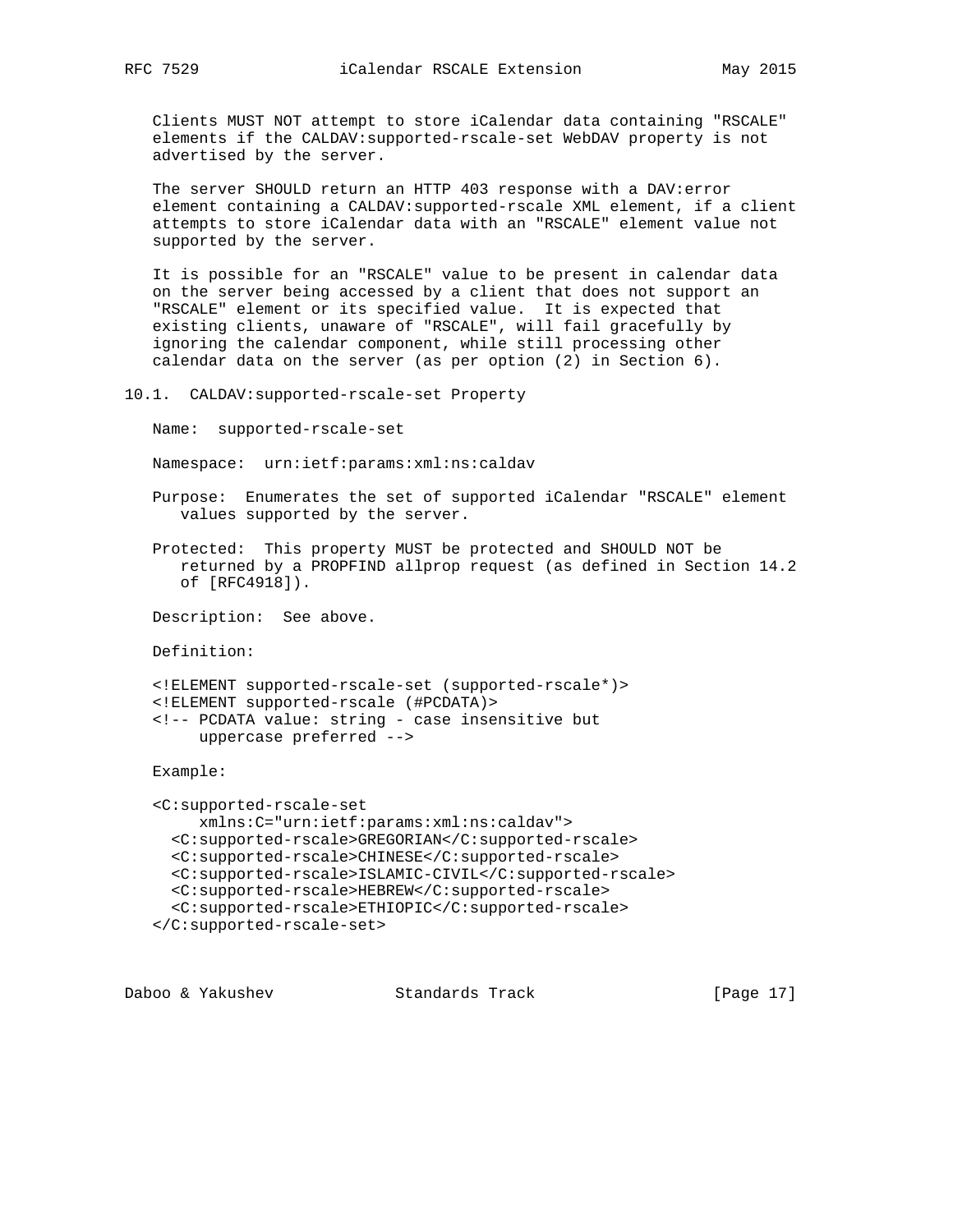Clients MUST NOT attempt to store iCalendar data containing "RSCALE" elements if the CALDAV:supported-rscale-set WebDAV property is not advertised by the server.

The server SHOULD return an HTTP 403 response with a DAV:error element containing a CALDAV:supported-rscale XML element, if a client attempts to store iCalendar data with an "RSCALE" element value not supported by the server.

It is possible for an "RSCALE" value to be present in calendar data on the server being accessed by a client that does not support an "RSCALE" element or its specified value. It is expected that existing clients, unaware of "RSCALE", will fail gracefully by ignoring the calendar component, while still processing other calendar data on the server (as per option (2) in Section 6).

## 10.1. CALDAV:supported-rscale-set Property

Name: supported-rscale-set

Namespace: urn:ietf:params:xml:ns:caldav

Purpose: Enumerates the set of supported iCalendar "RSCALE" element values supported by the server.

Protected: This property MUST be protected and SHOULD NOT be returned by a PROPFIND allprop request (as defined in Section 14.2 of [RFC4918]).

Description: See above.

Definition:

```
<!ELEMENT supported-rscale-set (supported-rscale*)>
<!ELEMENT supported-rscale (#PCDATA)>
<!-- PCDATA value: string - case insensitive but
     uppercase preferred -->
```

Example:

```
<C:supported-rscale-set
     xmlns:C="urn:ietf:params:xml:ns:caldav">
  <C:supported-rscale>GREGORIAN</C:supported-rscale>
  <C:supported-rscale>CHINESE</C:supported-rscale>
  <C:supported-rscale>ISLAMIC-CIVIL</C:supported-rscale>
  <C:supported-rscale>HEBREW</C:supported-rscale>
  <C:supported-rscale>ETHIOPIC</C:supported-rscale>
</C:supported-rscale-set>
```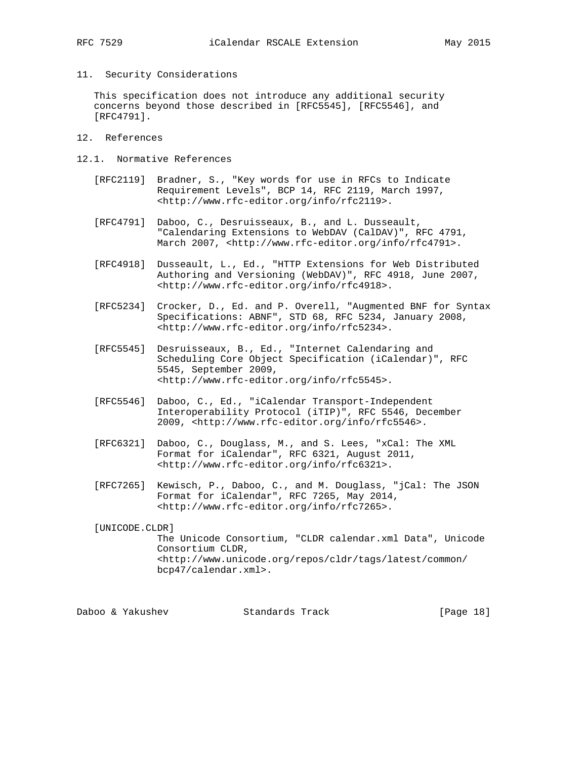## 11. Security Considerations

This specification does not introduce any additional security concerns beyond those described in [RFC5545], [RFC5546], and [RFC4791].

## 12. References

### 12.1. Normative References

[RFC2119] Bradner, S., "Key words for use in RFCs to Indicate Requirement Levels", BCP 14, RFC 2119, March 1997, <http://www.rfc-editor.org/info/rfc2119>.

[RFC4791] Daboo, C., Desruisseaux, B., and L. Dusseault, "Calendaring Extensions to WebDAV (CalDAV)", RFC 4791, March 2007, <http://www.rfc-editor.org/info/rfc4791>.

[RFC4918] Dusseault, L., Ed., "HTTP Extensions for Web Distributed Authoring and Versioning (WebDAV)", RFC 4918, June 2007, <http://www.rfc-editor.org/info/rfc4918>.

[RFC5234] Crocker, D., Ed. and P. Overell, "Augmented BNF for Syntax Specifications: ABNF", STD 68, RFC 5234, January 2008, <http://www.rfc-editor.org/info/rfc5234>.

[RFC5545] Desruisseaux, B., Ed., "Internet Calendaring and Scheduling Core Object Specification (iCalendar)", RFC 5545, September 2009, <http://www.rfc-editor.org/info/rfc5545>.

[RFC5546] Daboo, C., Ed., "iCalendar Transport-Independent Interoperability Protocol (iTIP)", RFC 5546, December 2009, <http://www.rfc-editor.org/info/rfc5546>.

[RFC6321] Daboo, C., Douglass, M., and S. Lees, "xCal: The XML Format for iCalendar", RFC 6321, August 2011, <http://www.rfc-editor.org/info/rfc6321>.

[RFC7265] Kewisch, P., Daboo, C., and M. Douglass, "jCal: The JSON Format for iCalendar", RFC 7265, May 2014, <http://www.rfc-editor.org/info/rfc7265>.

[UNICODE.CLDR] The Unicode Consortium, "CLDR calendar.xml Data", Unicode Consortium CLDR, <http://www.unicode.org/repos/cldr/tags/latest/common/bcp47/calendar.xml>.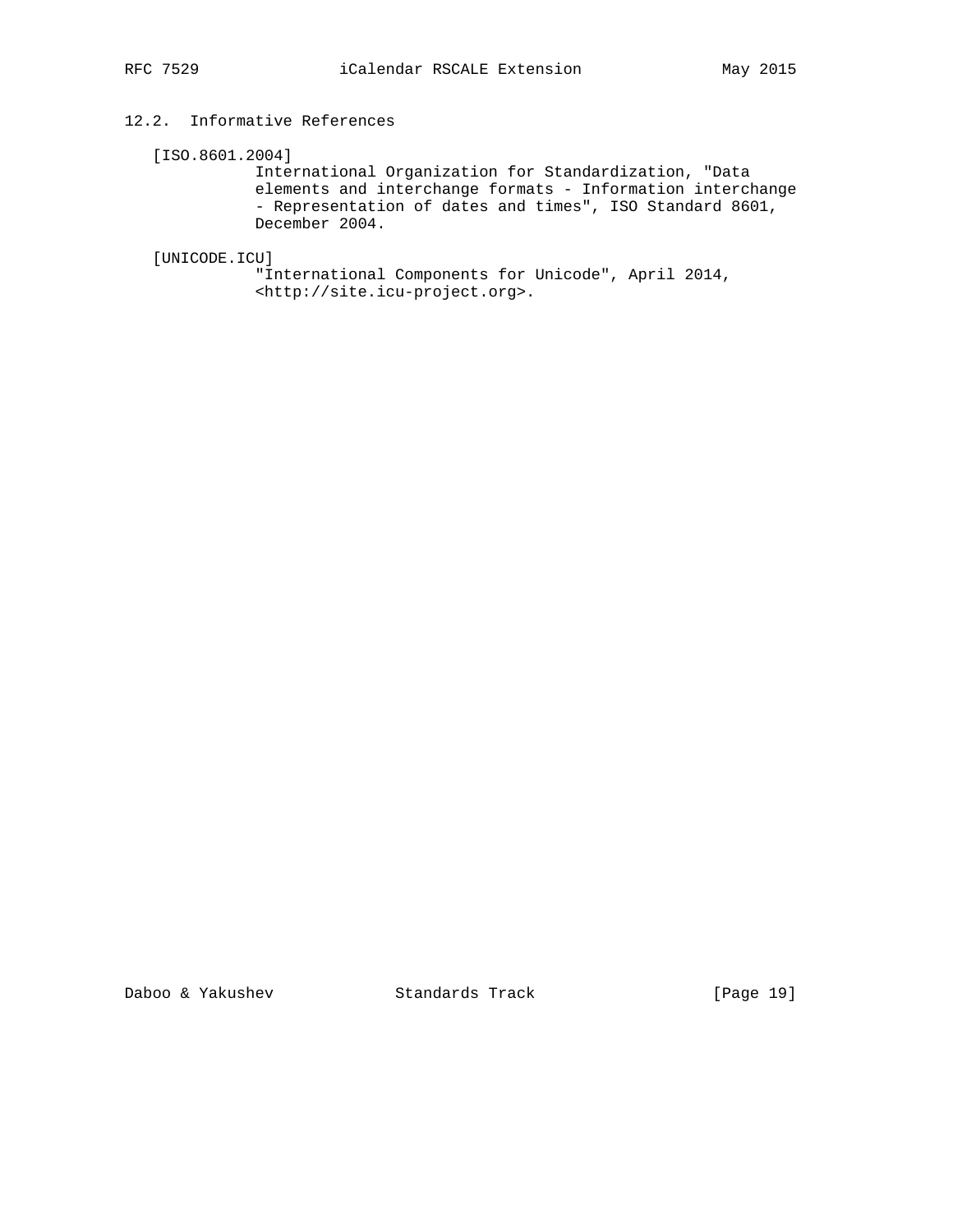## 12.2. Informative References

[ISO.8601.2004]
International Organization for Standardization, "Data elements and interchange formats - Information interchange - Representation of dates and times", ISO Standard 8601, December 2004.

[UNICODE.ICU]
"International Components for Unicode", April 2014, <http://site.icu-project.org>.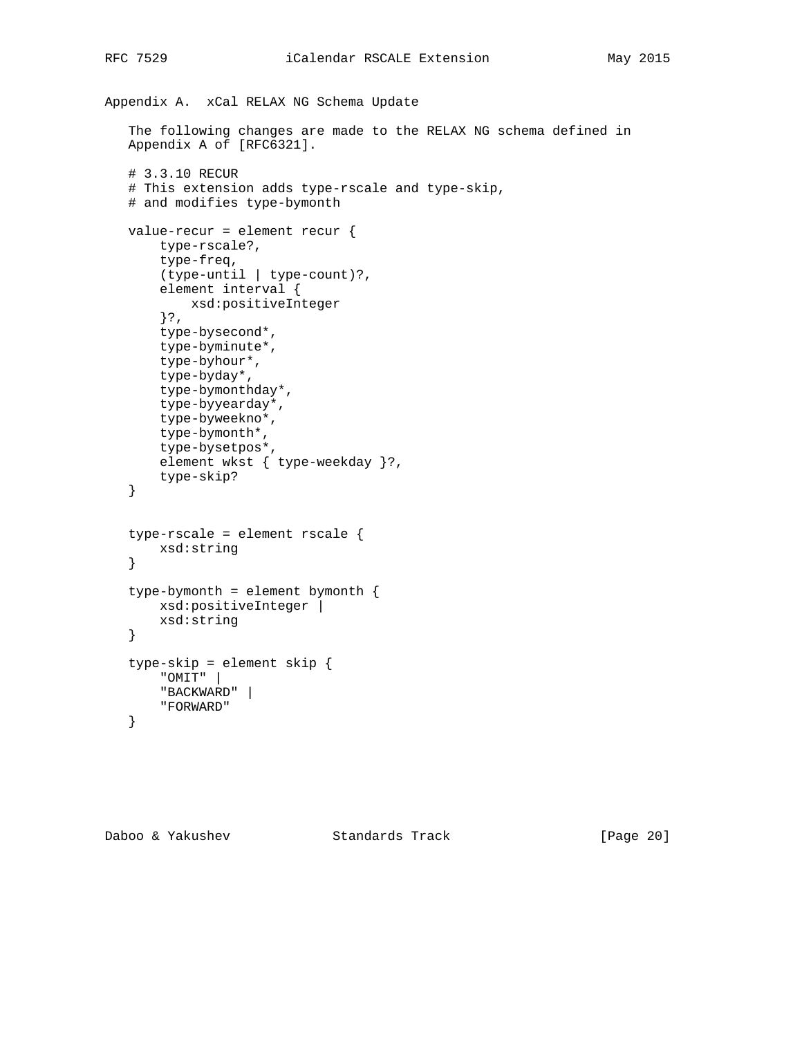## Appendix A.  xCal RELAX NG Schema Update

The following changes are made to the RELAX NG schema defined in Appendix A of [RFC6321].

```
# 3.3.10 RECUR
# This extension adds type-rscale and type-skip,
# and modifies type-bymonth

value-recur = element recur {
    type-rscale?,
    type-freq,
    (type-until | type-count)?,
    element interval {
        xsd:positiveInteger
    }?,
    type-bysecond*,
    type-byminute*,
    type-byhour*,
    type-byday*,
    type-bymonthday*,
    type-byyearday*,
    type-byweekno*,
    type-bymonth*,
    type-bysetpos*,
    element wkst { type-weekday }?,
    type-skip?
}


type-rscale = element rscale {
    xsd:string
}

type-bymonth = element bymonth {
    xsd:positiveInteger |
    xsd:string
}

type-skip = element skip {
    "OMIT" |
    "BACKWARD" |
    "FORWARD"
}
```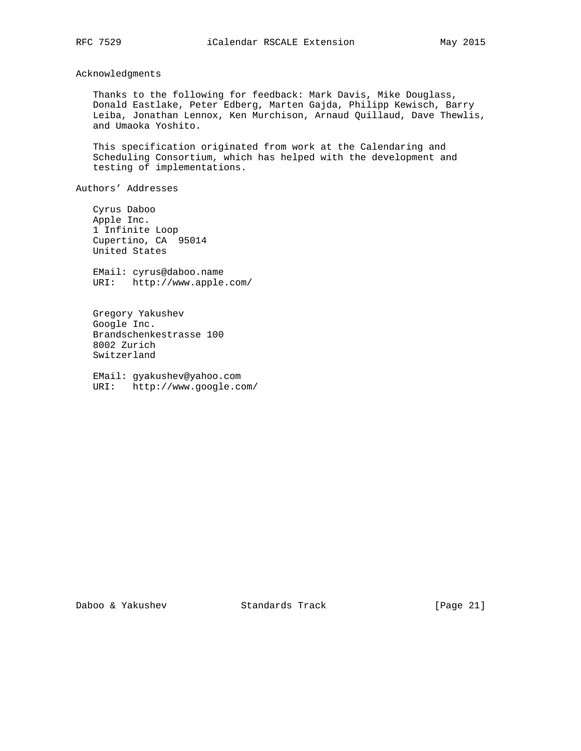## Acknowledgments

Thanks to the following for feedback: Mark Davis, Mike Douglass, Donald Eastlake, Peter Edberg, Marten Gajda, Philipp Kewisch, Barry Leiba, Jonathan Lennox, Ken Murchison, Arnaud Quillaud, Dave Thewlis, and Umaoka Yoshito.

This specification originated from work at the Calendaring and Scheduling Consortium, which has helped with the development and testing of implementations.

## Authors' Addresses

Cyrus Daboo
Apple Inc.
1 Infinite Loop
Cupertino, CA  95014
United States

EMail: cyrus@daboo.name
URI:   http://www.apple.com/

Gregory Yakushev
Google Inc.
Brandschenkestrasse 100
8002 Zurich
Switzerland

EMail: gyakushev@yahoo.com
URI:   http://www.google.com/